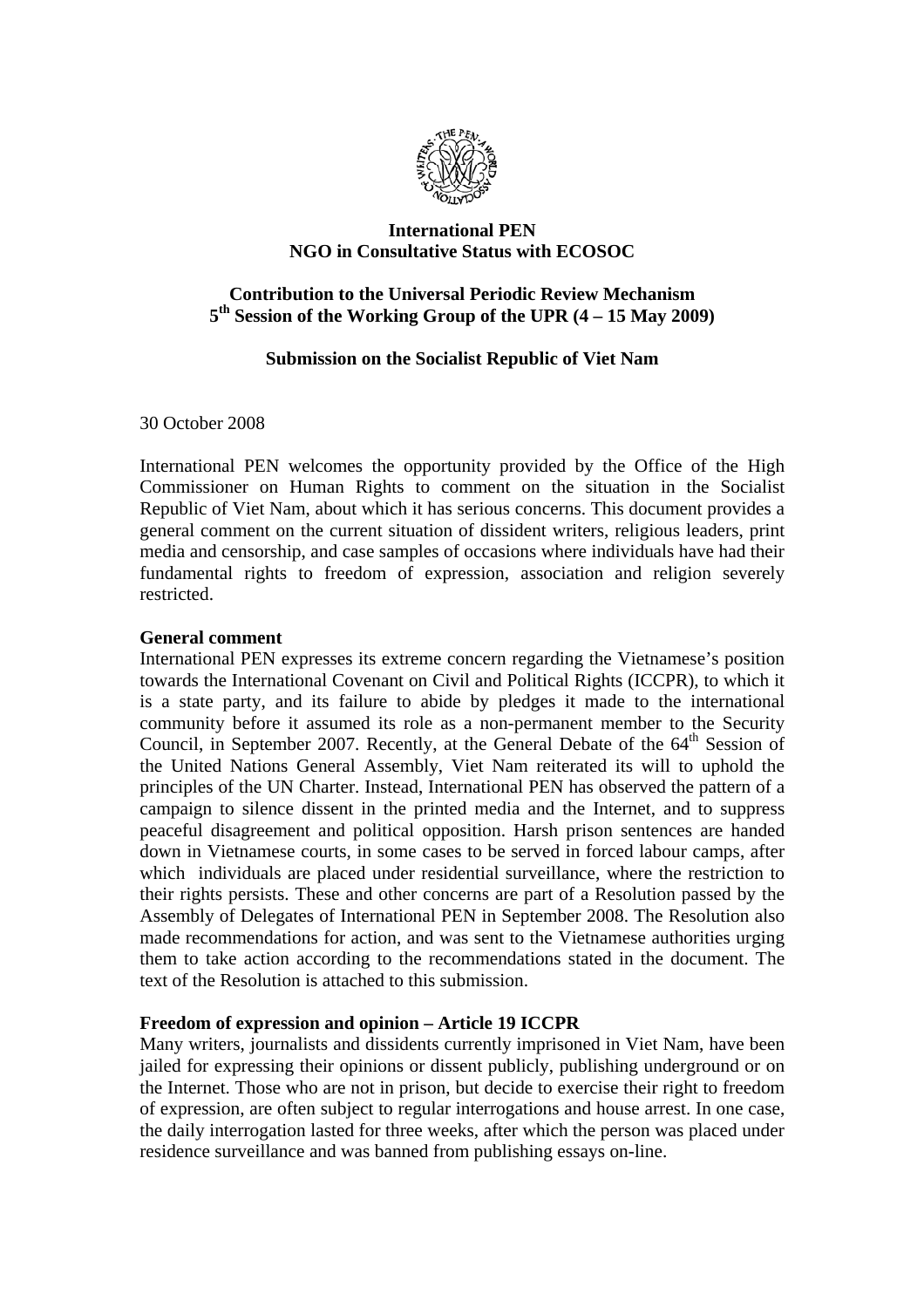**International PEN**
**NGO in Consultative Status with ECOSOC**

**Contribution to the Universal Periodic Review Mechanism**
**5th Session of the Working Group of the UPR (4 – 15 May 2009)**

**Submission on the Socialist Republic of Viet Nam**

30 October 2008

International PEN welcomes the opportunity provided by the Office of the High Commissioner on Human Rights to comment on the situation in the Socialist Republic of Viet Nam, about which it has serious concerns. This document provides a general comment on the current situation of dissident writers, religious leaders, print media and censorship, and case samples of occasions where individuals have had their fundamental rights to freedom of expression, association and religion severely restricted.

**General comment**

International PEN expresses its extreme concern regarding the Vietnamese's position towards the International Covenant on Civil and Political Rights (ICCPR), to which it is a state party, and its failure to abide by pledges it made to the international community before it assumed its role as a non-permanent member to the Security Council, in September 2007. Recently, at the General Debate of the 64th Session of the United Nations General Assembly, Viet Nam reiterated its will to uphold the principles of the UN Charter. Instead, International PEN has observed the pattern of a campaign to silence dissent in the printed media and the Internet, and to suppress peaceful disagreement and political opposition. Harsh prison sentences are handed down in Vietnamese courts, in some cases to be served in forced labour camps, after which individuals are placed under residential surveillance, where the restriction to their rights persists. These and other concerns are part of a Resolution passed by the Assembly of Delegates of International PEN in September 2008. The Resolution also made recommendations for action, and was sent to the Vietnamese authorities urging them to take action according to the recommendations stated in the document. The text of the Resolution is attached to this submission.

**Freedom of expression and opinion – Article 19 ICCPR**

Many writers, journalists and dissidents currently imprisoned in Viet Nam, have been jailed for expressing their opinions or dissent publicly, publishing underground or on the Internet. Those who are not in prison, but decide to exercise their right to freedom of expression, are often subject to regular interrogations and house arrest. In one case, the daily interrogation lasted for three weeks, after which the person was placed under residence surveillance and was banned from publishing essays on-line.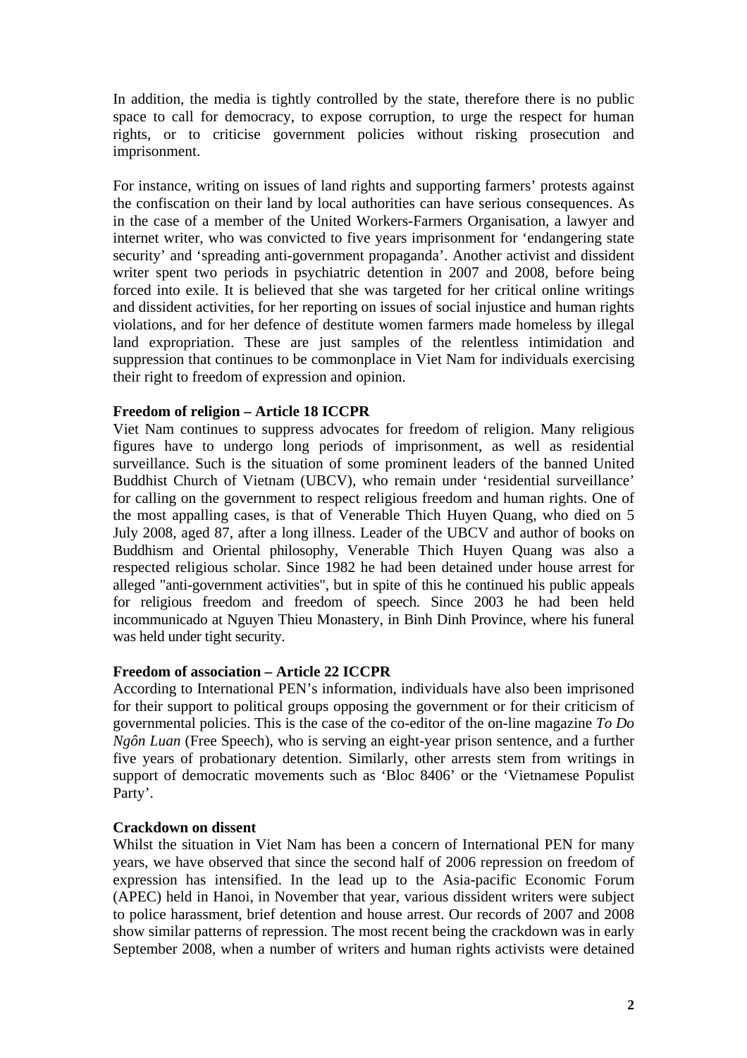In addition, the media is tightly controlled by the state, therefore there is no public space to call for democracy, to expose corruption, to urge the respect for human rights, or to criticise government policies without risking prosecution and imprisonment.

For instance, writing on issues of land rights and supporting farmers' protests against the confiscation on their land by local authorities can have serious consequences. As in the case of a member of the United Workers-Farmers Organisation, a lawyer and internet writer, who was convicted to five years imprisonment for 'endangering state security' and 'spreading anti-government propaganda'. Another activist and dissident writer spent two periods in psychiatric detention in 2007 and 2008, before being forced into exile. It is believed that she was targeted for her critical online writings and dissident activities, for her reporting on issues of social injustice and human rights violations, and for her defence of destitute women farmers made homeless by illegal land expropriation. These are just samples of the relentless intimidation and suppression that continues to be commonplace in Viet Nam for individuals exercising their right to freedom of expression and opinion.

**Freedom of religion – Article 18 ICCPR**

Viet Nam continues to suppress advocates for freedom of religion. Many religious figures have to undergo long periods of imprisonment, as well as residential surveillance. Such is the situation of some prominent leaders of the banned United Buddhist Church of Vietnam (UBCV), who remain under 'residential surveillance' for calling on the government to respect religious freedom and human rights. One of the most appalling cases, is that of Venerable Thich Huyen Quang, who died on 5 July 2008, aged 87, after a long illness. Leader of the UBCV and author of books on Buddhism and Oriental philosophy, Venerable Thich Huyen Quang was also a respected religious scholar. Since 1982 he had been detained under house arrest for alleged "anti-government activities", but in spite of this he continued his public appeals for religious freedom and freedom of speech. Since 2003 he had been held incommunicado at Nguyen Thieu Monastery, in Binh Dinh Province, where his funeral was held under tight security.

**Freedom of association – Article 22 ICCPR**

According to International PEN's information, individuals have also been imprisoned for their support to political groups opposing the government or for their criticism of governmental policies. This is the case of the co-editor of the on-line magazine *To Do Ngôn Luan* (Free Speech), who is serving an eight-year prison sentence, and a further five years of probationary detention. Similarly, other arrests stem from writings in support of democratic movements such as 'Bloc 8406' or the 'Vietnamese Populist Party'.

**Crackdown on dissent**

Whilst the situation in Viet Nam has been a concern of International PEN for many years, we have observed that since the second half of 2006 repression on freedom of expression has intensified. In the lead up to the Asia-pacific Economic Forum (APEC) held in Hanoi, in November that year, various dissident writers were subject to police harassment, brief detention and house arrest. Our records of 2007 and 2008 show similar patterns of repression. The most recent being the crackdown was in early September 2008, when a number of writers and human rights activists were detained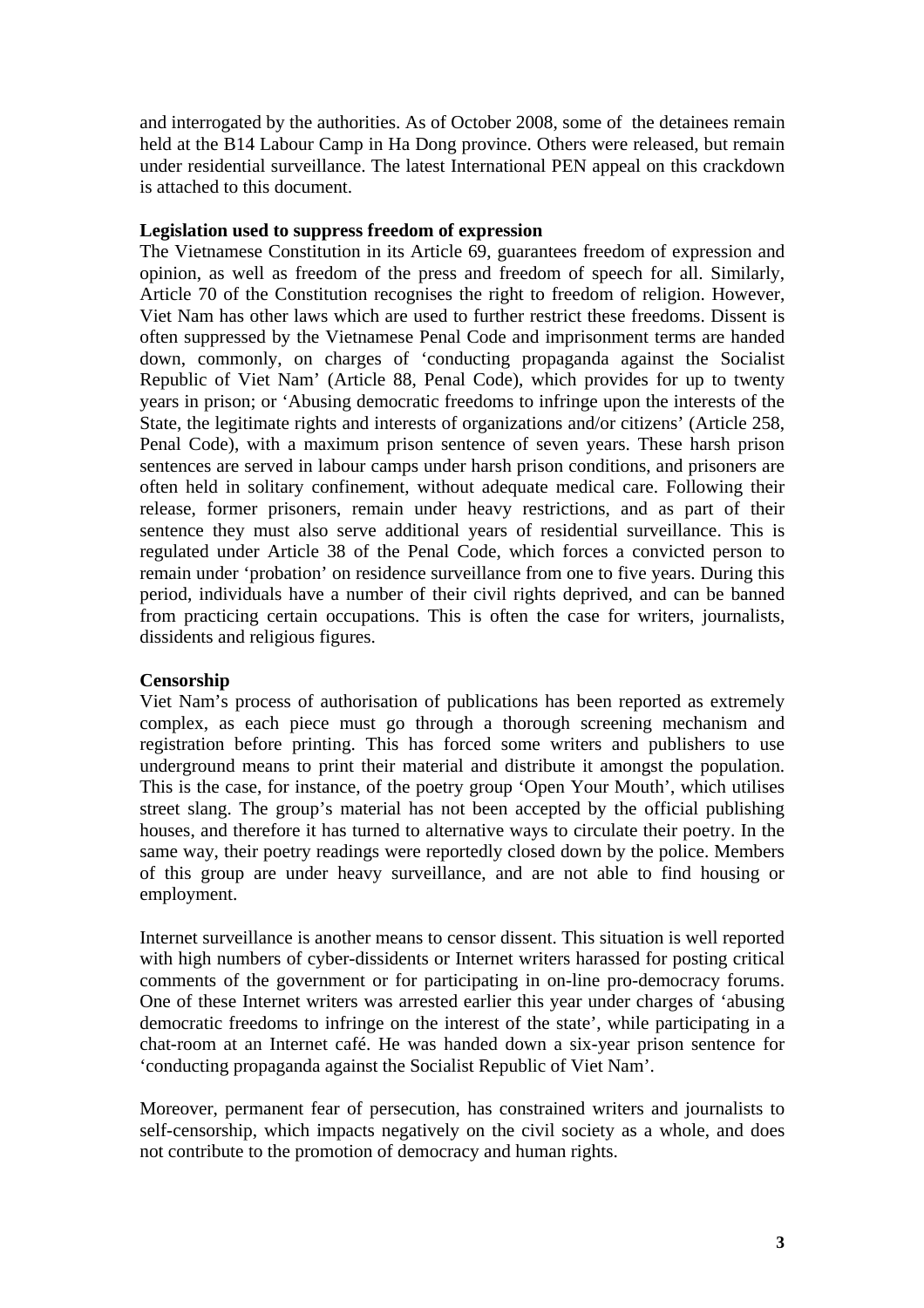and interrogated by the authorities. As of October 2008, some of the detainees remain held at the B14 Labour Camp in Ha Dong province. Others were released, but remain under residential surveillance. The latest International PEN appeal on this crackdown is attached to this document.

**Legislation used to suppress freedom of expression**

The Vietnamese Constitution in its Article 69, guarantees freedom of expression and opinion, as well as freedom of the press and freedom of speech for all. Similarly, Article 70 of the Constitution recognises the right to freedom of religion. However, Viet Nam has other laws which are used to further restrict these freedoms. Dissent is often suppressed by the Vietnamese Penal Code and imprisonment terms are handed down, commonly, on charges of 'conducting propaganda against the Socialist Republic of Viet Nam' (Article 88, Penal Code), which provides for up to twenty years in prison; or 'Abusing democratic freedoms to infringe upon the interests of the State, the legitimate rights and interests of organizations and/or citizens' (Article 258, Penal Code), with a maximum prison sentence of seven years. These harsh prison sentences are served in labour camps under harsh prison conditions, and prisoners are often held in solitary confinement, without adequate medical care. Following their release, former prisoners, remain under heavy restrictions, and as part of their sentence they must also serve additional years of residential surveillance. This is regulated under Article 38 of the Penal Code, which forces a convicted person to remain under 'probation' on residence surveillance from one to five years. During this period, individuals have a number of their civil rights deprived, and can be banned from practicing certain occupations. This is often the case for writers, journalists, dissidents and religious figures.

**Censorship**

Viet Nam's process of authorisation of publications has been reported as extremely complex, as each piece must go through a thorough screening mechanism and registration before printing. This has forced some writers and publishers to use underground means to print their material and distribute it amongst the population. This is the case, for instance, of the poetry group 'Open Your Mouth', which utilises street slang. The group's material has not been accepted by the official publishing houses, and therefore it has turned to alternative ways to circulate their poetry. In the same way, their poetry readings were reportedly closed down by the police. Members of this group are under heavy surveillance, and are not able to find housing or employment.

Internet surveillance is another means to censor dissent. This situation is well reported with high numbers of cyber-dissidents or Internet writers harassed for posting critical comments of the government or for participating in on-line pro-democracy forums. One of these Internet writers was arrested earlier this year under charges of 'abusing democratic freedoms to infringe on the interest of the state', while participating in a chat-room at an Internet café. He was handed down a six-year prison sentence for 'conducting propaganda against the Socialist Republic of Viet Nam'.

Moreover, permanent fear of persecution, has constrained writers and journalists to self-censorship, which impacts negatively on the civil society as a whole, and does not contribute to the promotion of democracy and human rights.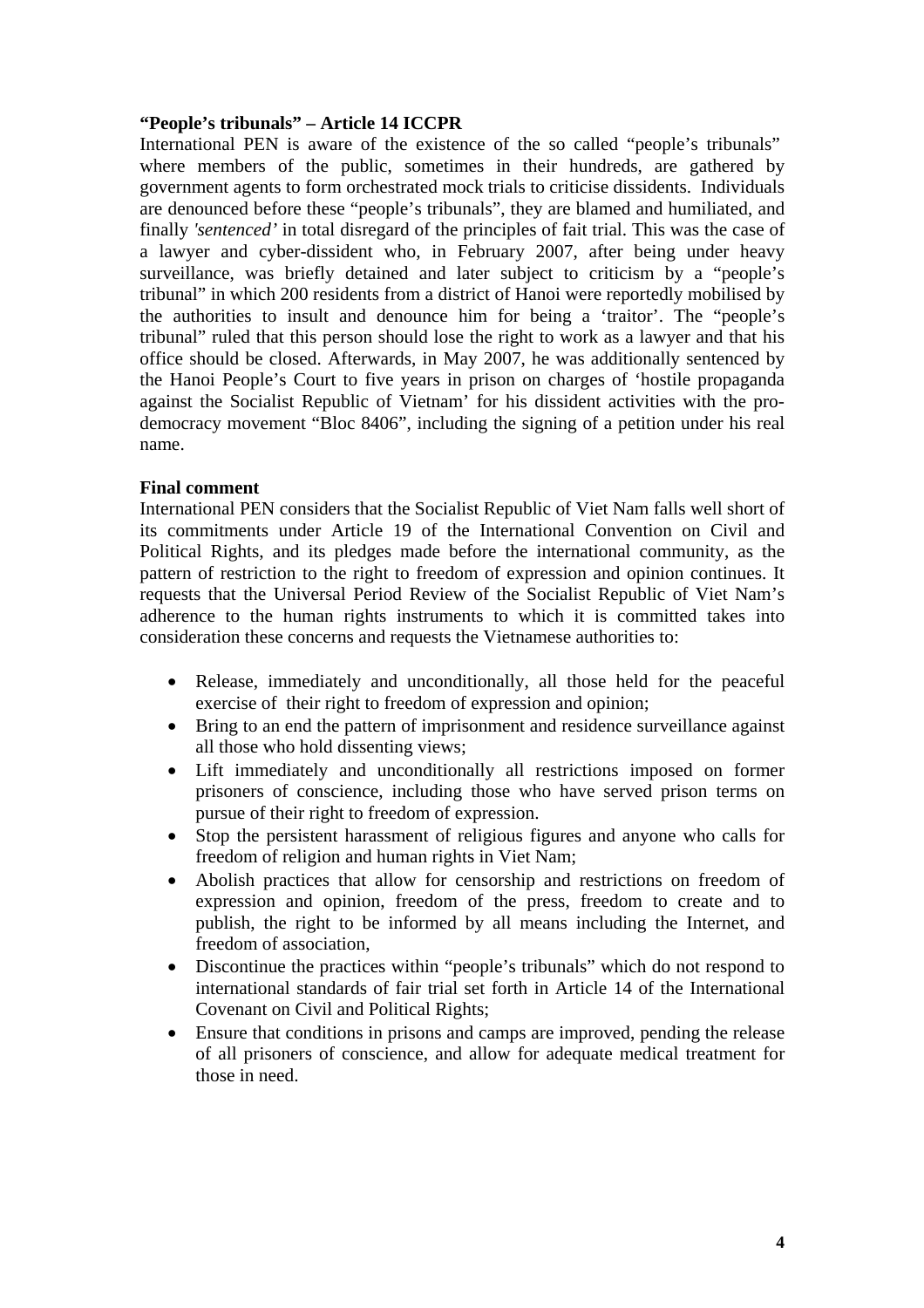**“People’s tribunals” – Article 14 ICCPR**

International PEN is aware of the existence of the so called “people’s tribunals” where members of the public, sometimes in their hundreds, are gathered by government agents to form orchestrated mock trials to criticise dissidents. Individuals are denounced before these “people’s tribunals”, they are blamed and humiliated, and finally *'sentenced'* in total disregard of the principles of fait trial. This was the case of a lawyer and cyber-dissident who, in February 2007, after being under heavy surveillance, was briefly detained and later subject to criticism by a “people’s tribunal” in which 200 residents from a district of Hanoi were reportedly mobilised by the authorities to insult and denounce him for being a ‘traitor’. The “people’s tribunal” ruled that this person should lose the right to work as a lawyer and that his office should be closed. Afterwards, in May 2007, he was additionally sentenced by the Hanoi People’s Court to five years in prison on charges of ‘hostile propaganda against the Socialist Republic of Vietnam’ for his dissident activities with the pro-democracy movement “Bloc 8406”, including the signing of a petition under his real name.

**Final comment**

International PEN considers that the Socialist Republic of Viet Nam falls well short of its commitments under Article 19 of the International Convention on Civil and Political Rights, and its pledges made before the international community, as the pattern of restriction to the right to freedom of expression and opinion continues. It requests that the Universal Period Review of the Socialist Republic of Viet Nam’s adherence to the human rights instruments to which it is committed takes into consideration these concerns and requests the Vietnamese authorities to:

- Release, immediately and unconditionally, all those held for the peaceful exercise of their right to freedom of expression and opinion;
- Bring to an end the pattern of imprisonment and residence surveillance against all those who hold dissenting views;
- Lift immediately and unconditionally all restrictions imposed on former prisoners of conscience, including those who have served prison terms on pursue of their right to freedom of expression.
- Stop the persistent harassment of religious figures and anyone who calls for freedom of religion and human rights in Viet Nam;
- Abolish practices that allow for censorship and restrictions on freedom of expression and opinion, freedom of the press, freedom to create and to publish, the right to be informed by all means including the Internet, and freedom of association,
- Discontinue the practices within “people’s tribunals” which do not respond to international standards of fair trial set forth in Article 14 of the International Covenant on Civil and Political Rights;
- Ensure that conditions in prisons and camps are improved, pending the release of all prisoners of conscience, and allow for adequate medical treatment for those in need.